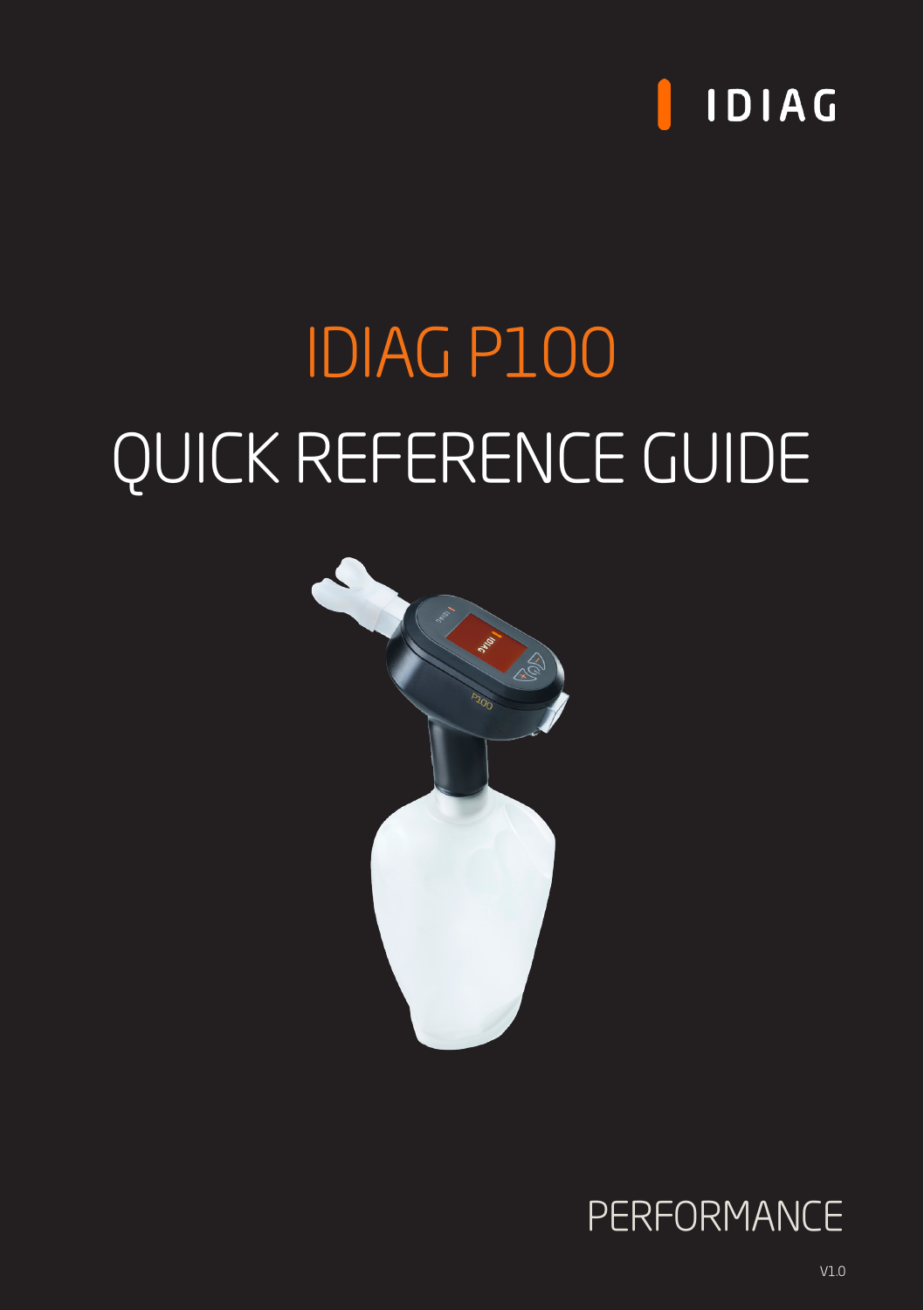IDIAG

# IDIAG P100

# QUICK REFERENCE GUIDE

PERFORMANCE

V1.0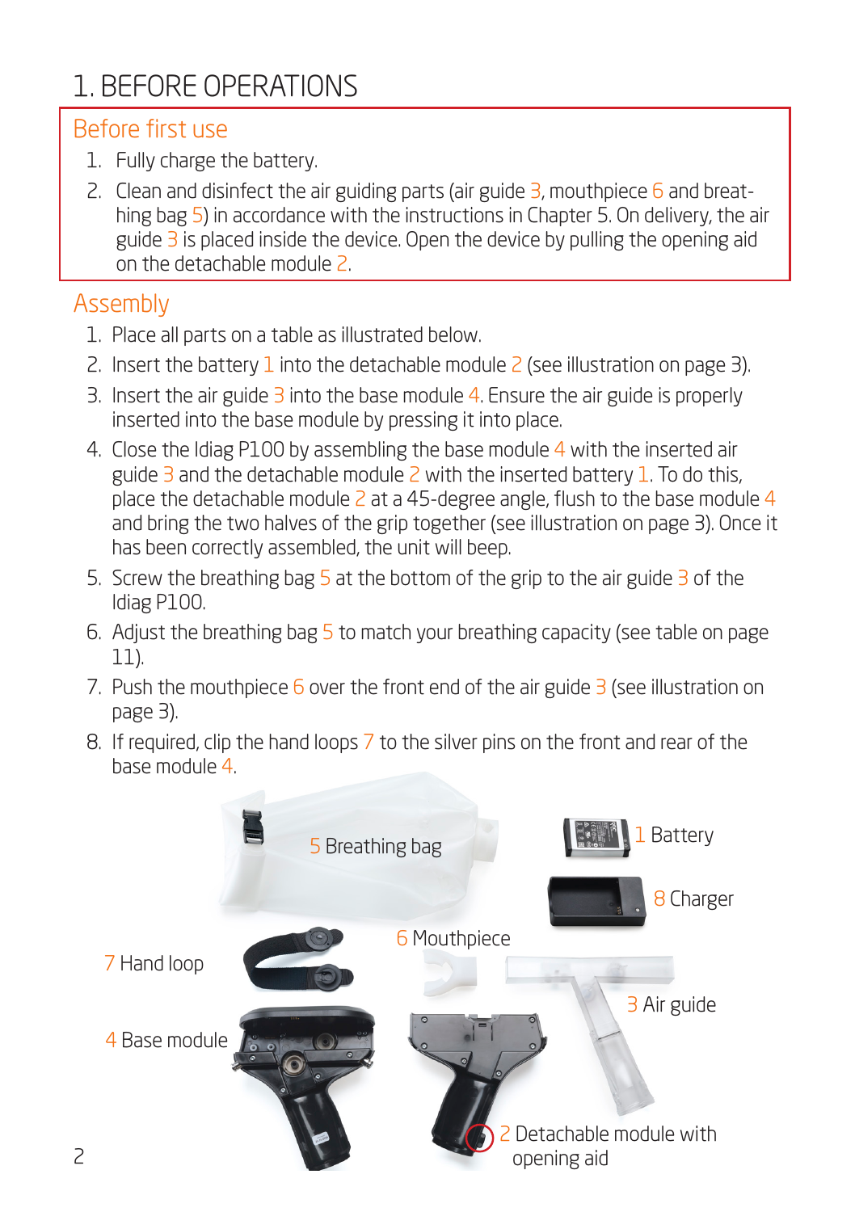# 1. BEFORE OPERATIONS

## Before first use

1. Fully charge the battery.
2. Clean and disinfect the air guiding parts (air guide 3, mouthpiece 6 and breathing bag 5) in accordance with the instructions in Chapter 5. On delivery, the air guide 3 is placed inside the device. Open the device by pulling the opening aid on the detachable module 2.

## Assembly

1. Place all parts on a table as illustrated below.
2. Insert the battery 1 into the detachable module 2 (see illustration on page 3).
3. Insert the air guide 3 into the base module 4. Ensure the air guide is properly inserted into the base module by pressing it into place.
4. Close the Idiag P100 by assembling the base module 4 with the inserted air guide 3 and the detachable module 2 with the inserted battery 1. To do this, place the detachable module 2 at a 45-degree angle, flush to the base module 4 and bring the two halves of the grip together (see illustration on page 3). Once it has been correctly assembled, the unit will beep.
5. Screw the breathing bag 5 at the bottom of the grip to the air guide 3 of the Idiag P100.
6. Adjust the breathing bag 5 to match your breathing capacity (see table on page 11).
7. Push the mouthpiece 6 over the front end of the air guide 3 (see illustration on page 3).
8. If required, clip the hand loops 7 to the silver pins on the front and rear of the base module 4.

5 Breathing bag

1 Battery

8 Charger

6 Mouthpiece

7 Hand loop

3 Air guide

4 Base module

2 Detachable module with opening aid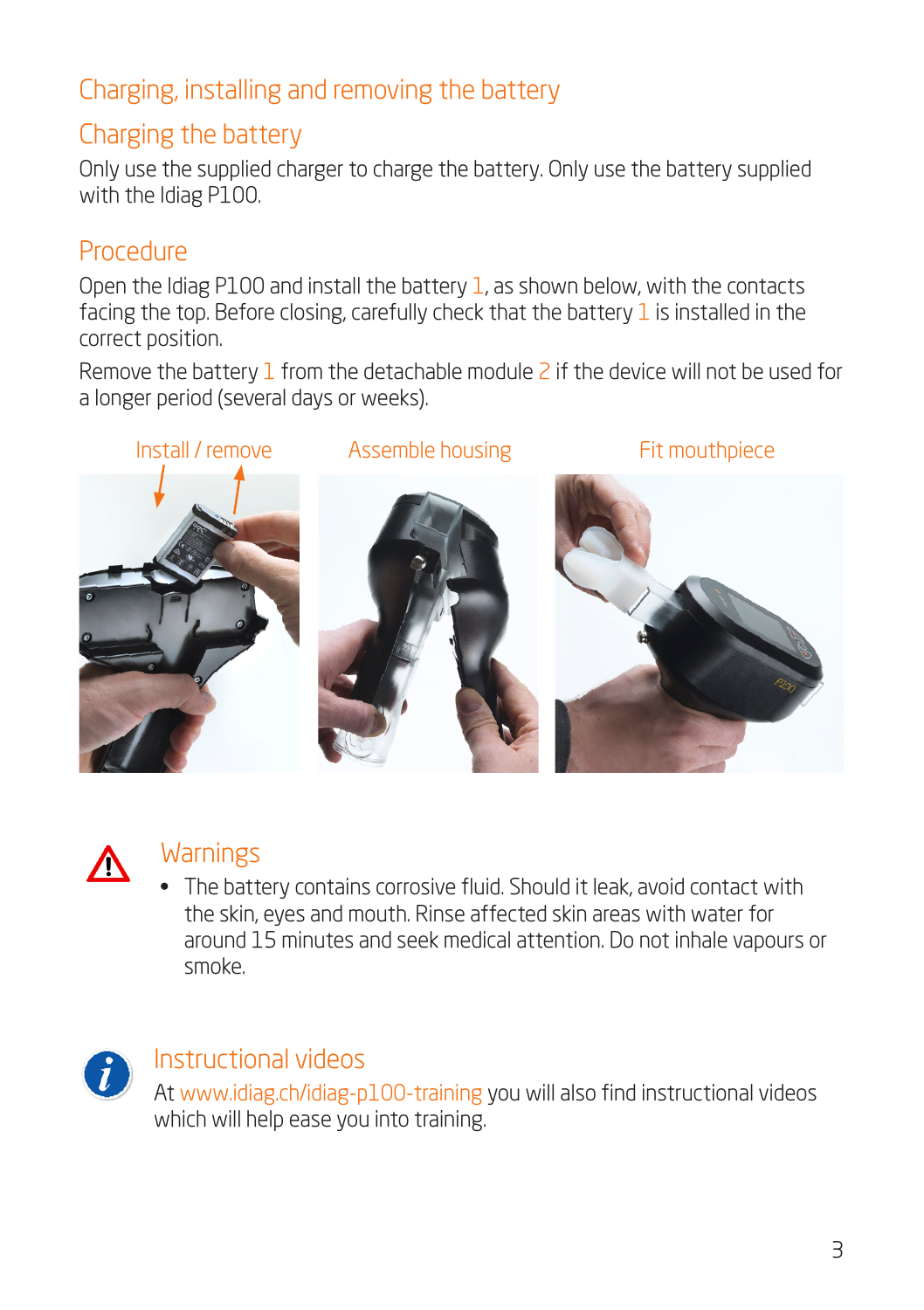# Charging, installing and removing the battery

## Charging the battery

Only use the supplied charger to charge the battery. Only use the battery supplied with the Idiag P100.

## Procedure

Open the Idiag P100 and install the battery 1, as shown below, with the contacts facing the top. Before closing, carefully check that the battery 1 is installed in the correct position.

Remove the battery 1 from the detachable module 2 if the device will not be used for a longer period (several days or weeks).

Install / remove

Assemble housing

Fit mouthpiece

## Warnings

- The battery contains corrosive fluid. Should it leak, avoid contact with the skin, eyes and mouth. Rinse affected skin areas with water for around 15 minutes and seek medical attention. Do not inhale vapours or smoke.

## Instructional videos

At www.idiag.ch/idiag-p100-training you will also find instructional videos which will help ease you into training.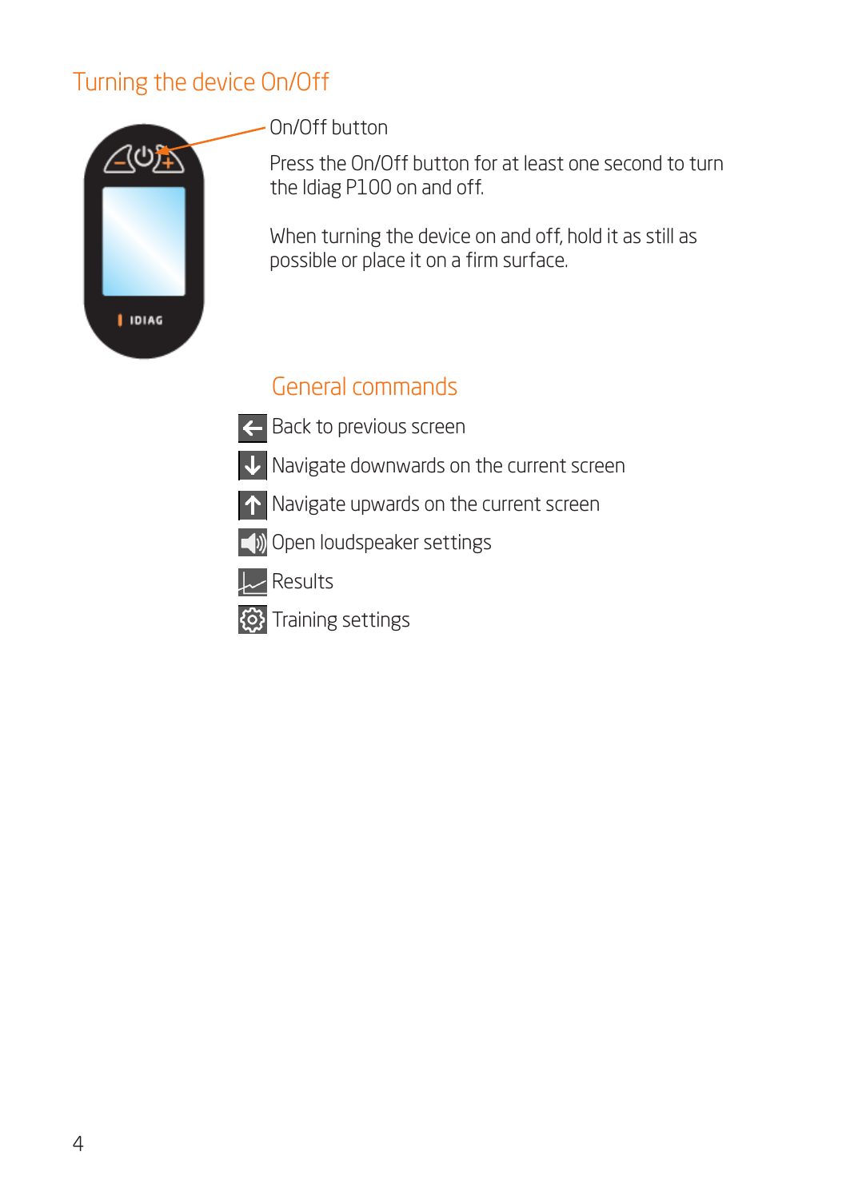## Turning the device On/Off

On/Off button

Press the On/Off button for at least one second to turn the Idiag P100 on and off.

When turning the device on and off, hold it as still as possible or place it on a firm surface.

## General commands

- Back to previous screen
- Navigate downwards on the current screen
- Navigate upwards on the current screen
- Open loudspeaker settings
- Results
- Training settings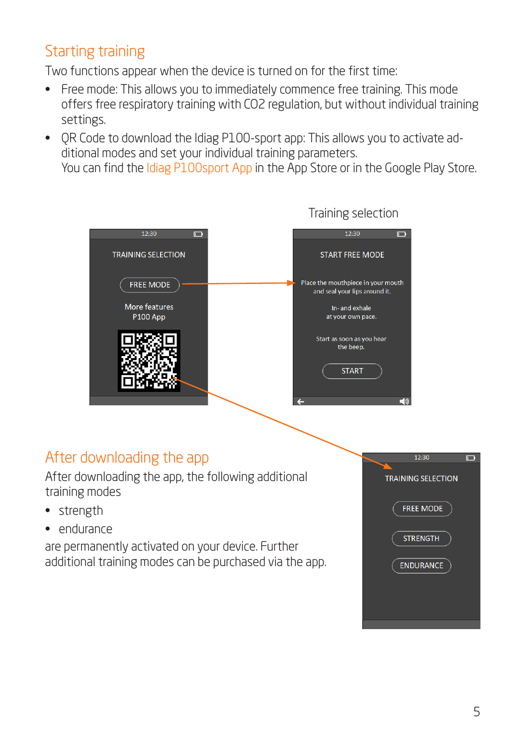## Starting training

Two functions appear when the device is turned on for the first time:

- Free mode: This allows you to immediately commence free training. This mode offers free respiratory training with $CO_2$ regulation, but without individual training settings.
- QR Code to download the Idiag P100-sport app: This allows you to activate additional modes and set your individual training parameters.
  You can find the Idiag P100sport App in the App Store or in the Google Play Store.

Training selection

TRAINING SELECTION

FREE MODE

More features P100 App

START FREE MODE

Place the mouthpiece in your mouth and seal your lips around it.

In- and exhale at your own pace.

Start as soon as you hear the beep.

START

## After downloading the app

After downloading the app, the following additional training modes

- strength
- endurance

are permanently activated on your device. Further additional training modes can be purchased via the app.

TRAINING SELECTION

FREE MODE

STRENGTH

ENDURANCE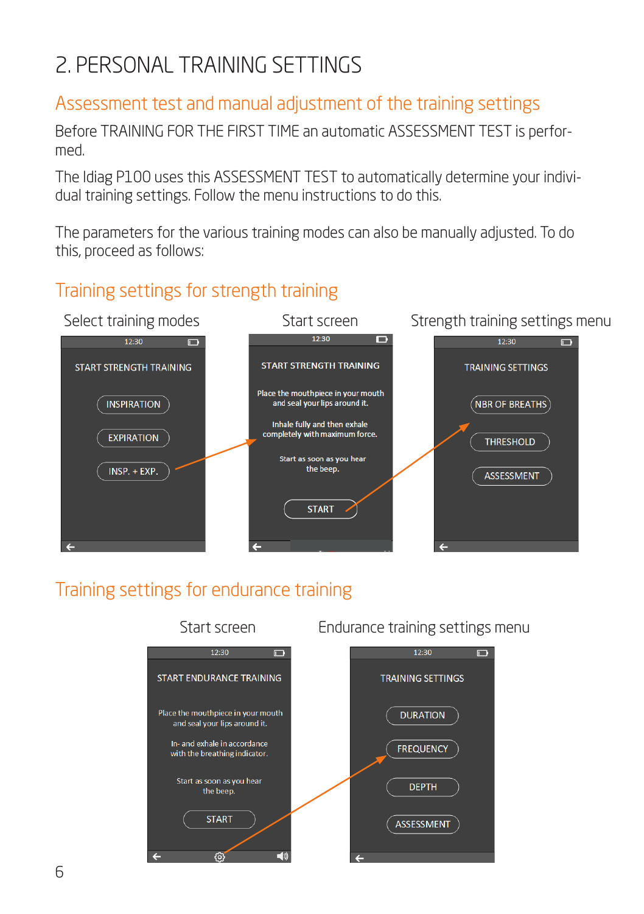# 2. PERSONAL TRAINING SETTINGS

## Assessment test and manual adjustment of the training settings

Before TRAINING FOR THE FIRST TIME an automatic ASSESSMENT TEST is performed.

The Idiag P100 uses this ASSESSMENT TEST to automatically determine your individual training settings. Follow the menu instructions to do this.

The parameters for the various training modes can also be manually adjusted. To do this, proceed as follows:

## Training settings for strength training

Select training modes

12:30

START STRENGTH TRAINING

INSPIRATION

EXPIRATION

INSP. + EXP.

Start screen

12:30

START STRENGTH TRAINING

Place the mouthpiece in your mouth and seal your lips around it.

Inhale fully and then exhale completely with maximum force.

Start as soon as you hear the beep.

START

Strength training settings menu

12:30

TRAINING SETTINGS

NBR OF BREATHS

THRESHOLD

ASSESSMENT

## Training settings for endurance training

Start screen

12:30

START ENDURANCE TRAINING

Place the mouthpiece in your mouth and seal your lips around it.

In- and exhale in accordance with the breathing indicator.

Start as soon as you hear the beep.

START

Endurance training settings menu

12:30

TRAINING SETTINGS

DURATION

FREQUENCY

DEPTH

ASSESSMENT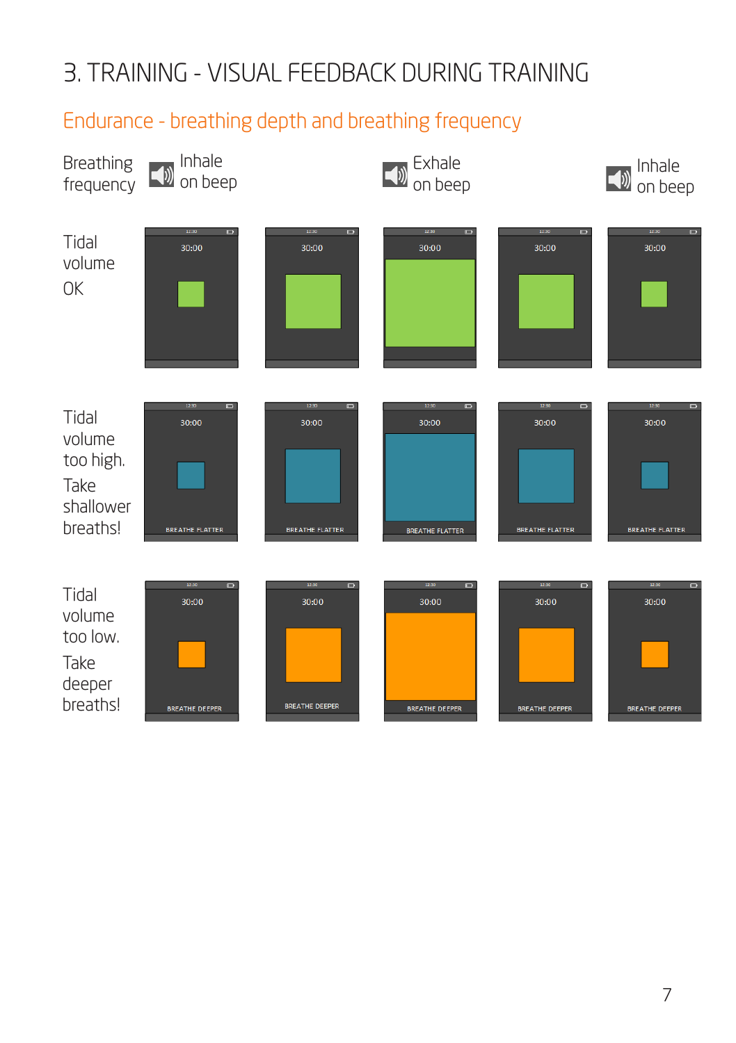# 3. TRAINING - VISUAL FEEDBACK DURING TRAINING

## Endurance - breathing depth and breathing frequency

Breathing frequency — Inhale on beep — Exhale on beep — Inhale on beep

Tidal volume OK

30:00 | 30:00 | 30:00 | 30:00 | 30:00

Tidal volume too high. Take shallower breaths!

30:00 BREATHE FLATTER | 30:00 BREATHE FLATTER | 30:00 BREATHE FLATTER | 30:00 BREATHE FLATTER | 30:00 BREATHE FLATTER

Tidal volume too low. Take deeper breaths!

30:00 BREATHE DEEPER | 30:00 BREATHE DEEPER | 30:00 BREATHE DEEPER | 30:00 BREATHE DEEPER | 30:00 BREATHE DEEPER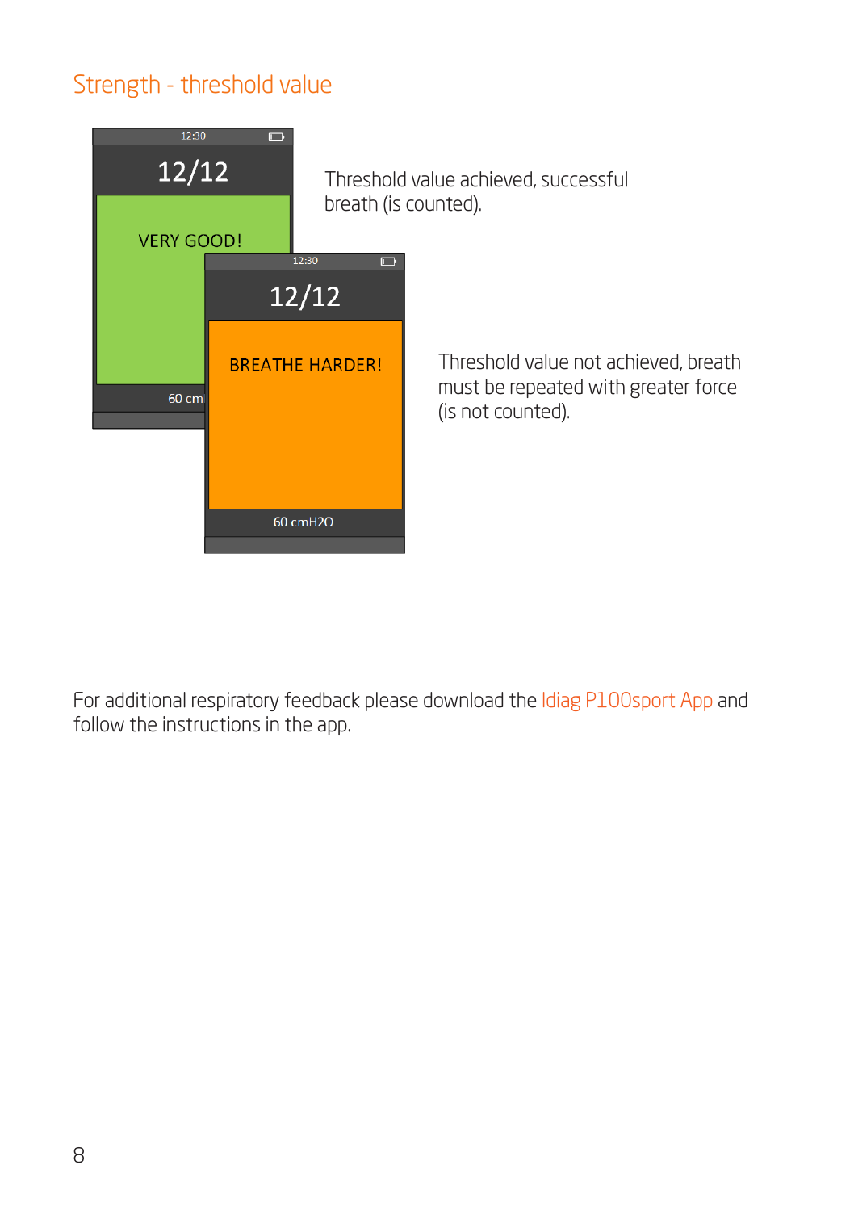## Strength - threshold value

12:30

12/12

VERY GOOD!

60 cm

Threshold value achieved, successful breath (is counted).

12:30

12/12

BREATHE HARDER!

60 cmH2O

Threshold value not achieved, breath must be repeated with greater force (is not counted).

For additional respiratory feedback please download the Idiag P100sport App and follow the instructions in the app.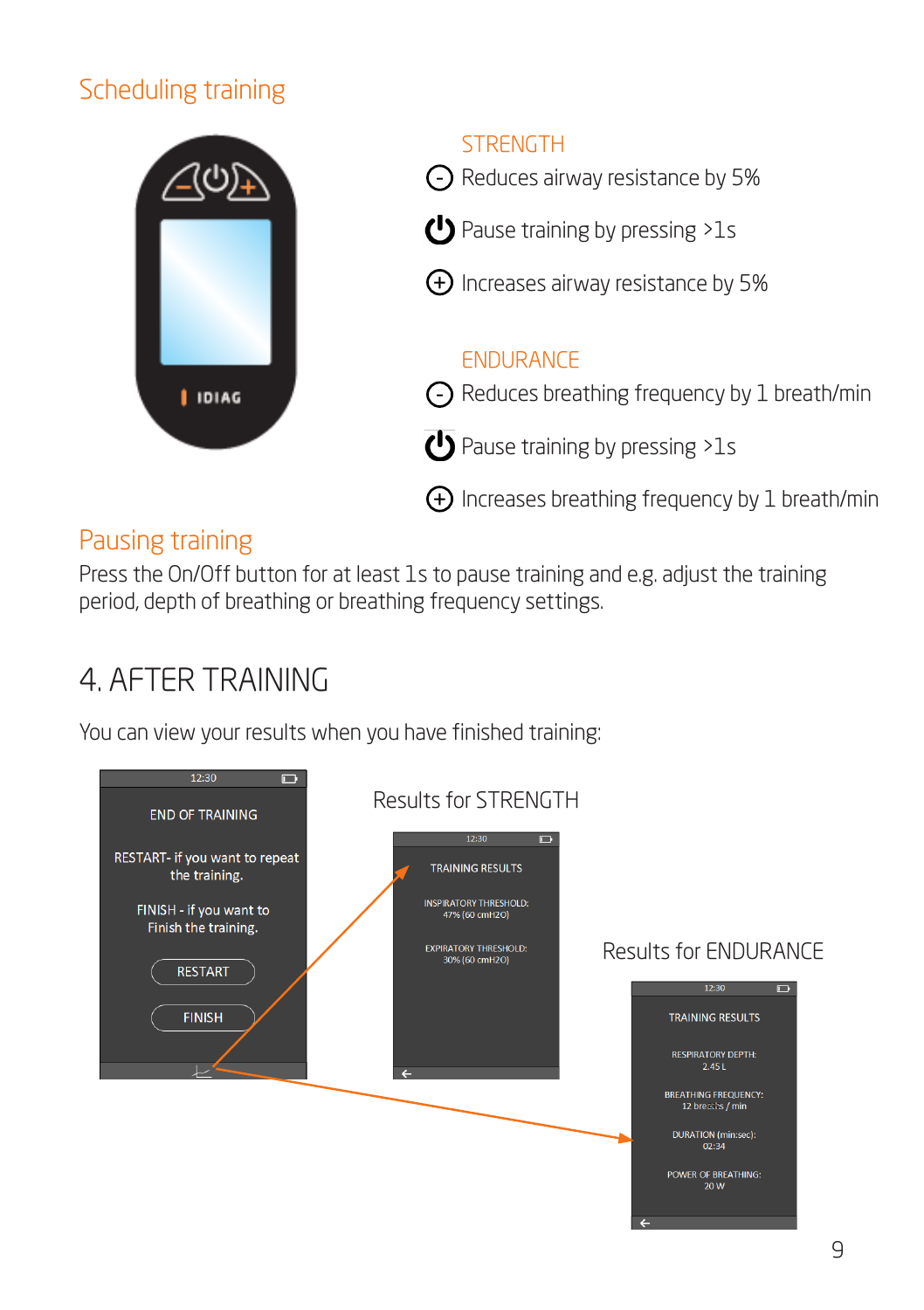## Scheduling training

### STRENGTH

- (-) Reduces airway resistance by 5%
- (⏻) Pause training by pressing >1s
- (+) Increases airway resistance by 5%

### ENDURANCE

- (-) Reduces breathing frequency by 1 breath/min
- (⏻) Pause training by pressing >1s
- (+) Increases breathing frequency by 1 breath/min

## Pausing training

Press the On/Off button for at least 1s to pause training and e.g. adjust the training period, depth of breathing or breathing frequency settings.

# 4. AFTER TRAINING

You can view your results when you have finished training:

12:30

END OF TRAINING

RESTART- if you want to repeat the training.

FINISH - if you want to Finish the training.

RESTART

FINISH

Results for STRENGTH

12:30

TRAINING RESULTS

INSPIRATORY THRESHOLD: 47% (60 cmH2O)

EXPIRATORY THRESHOLD: 30% (60 cmH2O)

Results for ENDURANCE

12:30

TRAINING RESULTS

RESPIRATORY DEPTH: 2.45 L

BREATHING FREQUENCY: 12 breaths / min

DURATION (min:sec): 02:34

POWER OF BREATHING: 20 W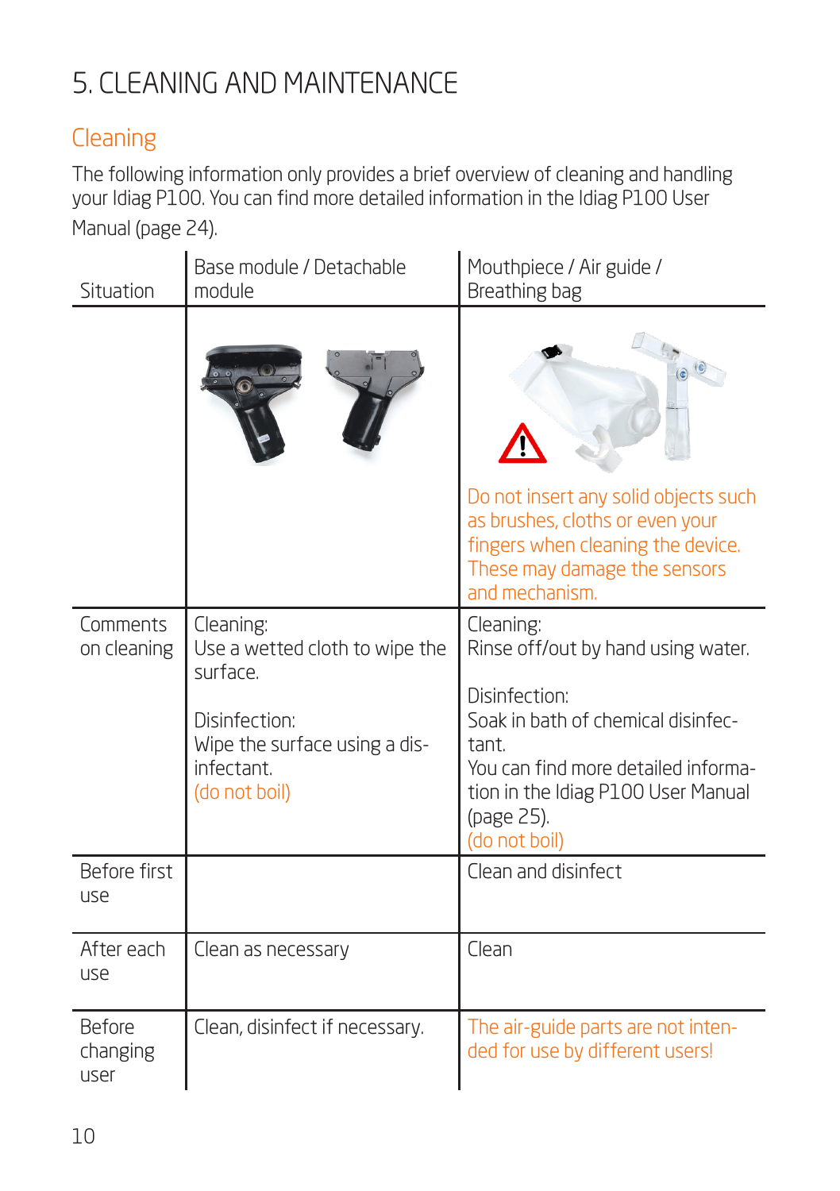# 5. CLEANING AND MAINTENANCE

## Cleaning

The following information only provides a brief overview of cleaning and handling your Idiag P100. You can find more detailed information in the Idiag P100 User Manual (page 24).

| Situation | Base module / Detachable module | Mouthpiece / Air guide / Breathing bag |
|---|---|---|
| | | Do not insert any solid objects such as brushes, cloths or even your fingers when cleaning the device. These may damage the sensors and mechanism. |
| Comments on cleaning | Cleaning:<br>Use a wetted cloth to wipe the surface.<br><br>Disinfection:<br>Wipe the surface using a disinfectant.<br>(do not boil) | Cleaning:<br>Rinse off/out by hand using water.<br><br>Disinfection:<br>Soak in bath of chemical disinfectant.<br>You can find more detailed information in the Idiag P100 User Manual (page 25).<br>(do not boil) |
| Before first use | | Clean and disinfect |
| After each use | Clean as necessary | Clean |
| Before changing user | Clean, disinfect if necessary. | The air-guide parts are not intended for use by different users! |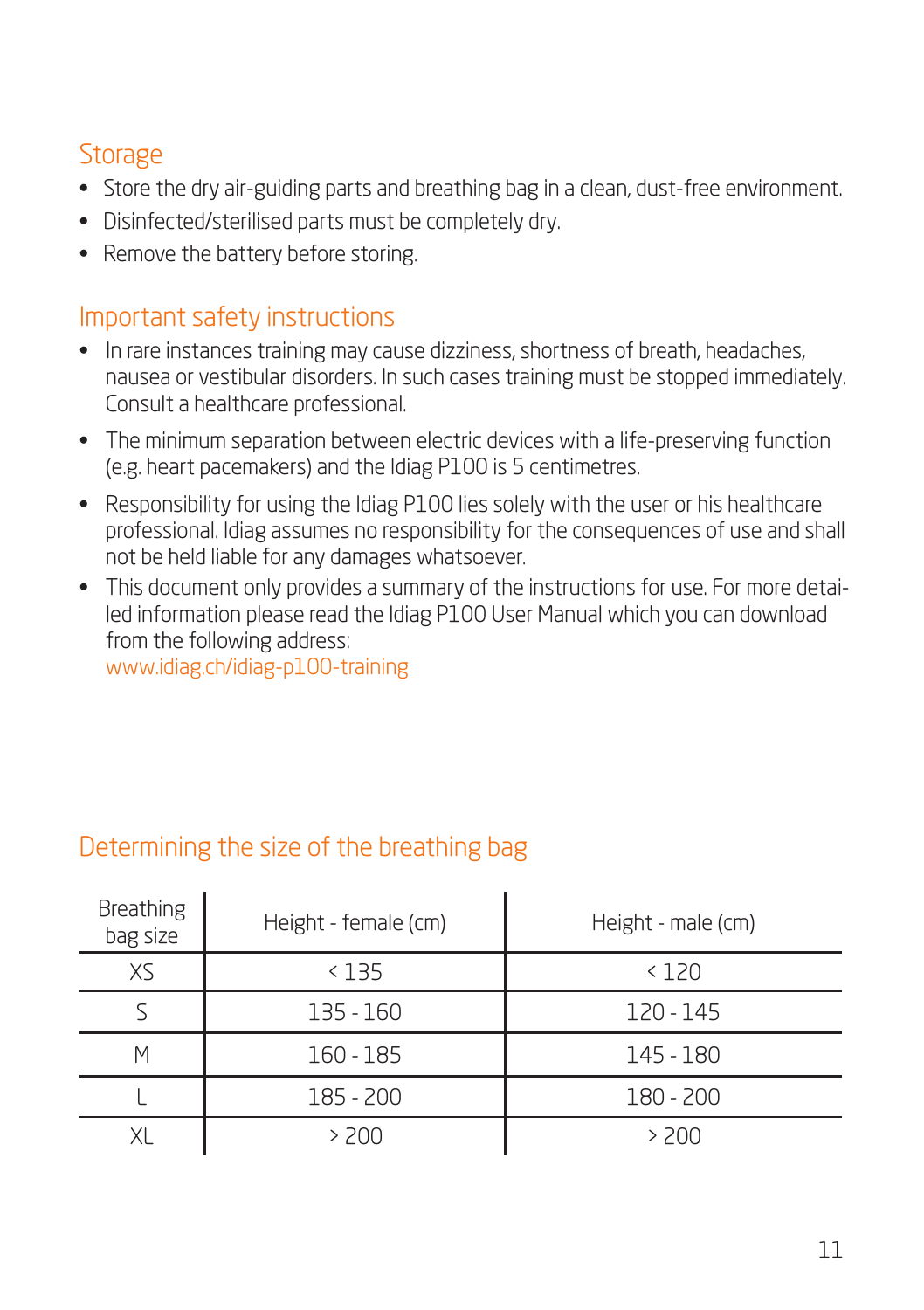## Storage

- Store the dry air-guiding parts and breathing bag in a clean, dust-free environment.
- Disinfected/sterilised parts must be completely dry.
- Remove the battery before storing.

## Important safety instructions

- In rare instances training may cause dizziness, shortness of breath, headaches, nausea or vestibular disorders. In such cases training must be stopped immediately. Consult a healthcare professional.
- The minimum separation between electric devices with a life-preserving function (e.g. heart pacemakers) and the Idiag P100 is 5 centimetres.
- Responsibility for using the Idiag P100 lies solely with the user or his healthcare professional. Idiag assumes no responsibility for the consequences of use and shall not be held liable for any damages whatsoever.
- This document only provides a summary of the instructions for use. For more detailed information please read the Idiag P100 User Manual which you can download from the following address:
  www.idiag.ch/idiag-p100-training

## Determining the size of the breathing bag

| Breathing bag size | Height - female (cm) | Height - male (cm) |
|---|---|---|
| XS | < 135 | < 120 |
| S | 135 - 160 | 120 - 145 |
| M | 160 - 185 | 145 - 180 |
| L | 185 - 200 | 180 - 200 |
| XL | > 200 | > 200 |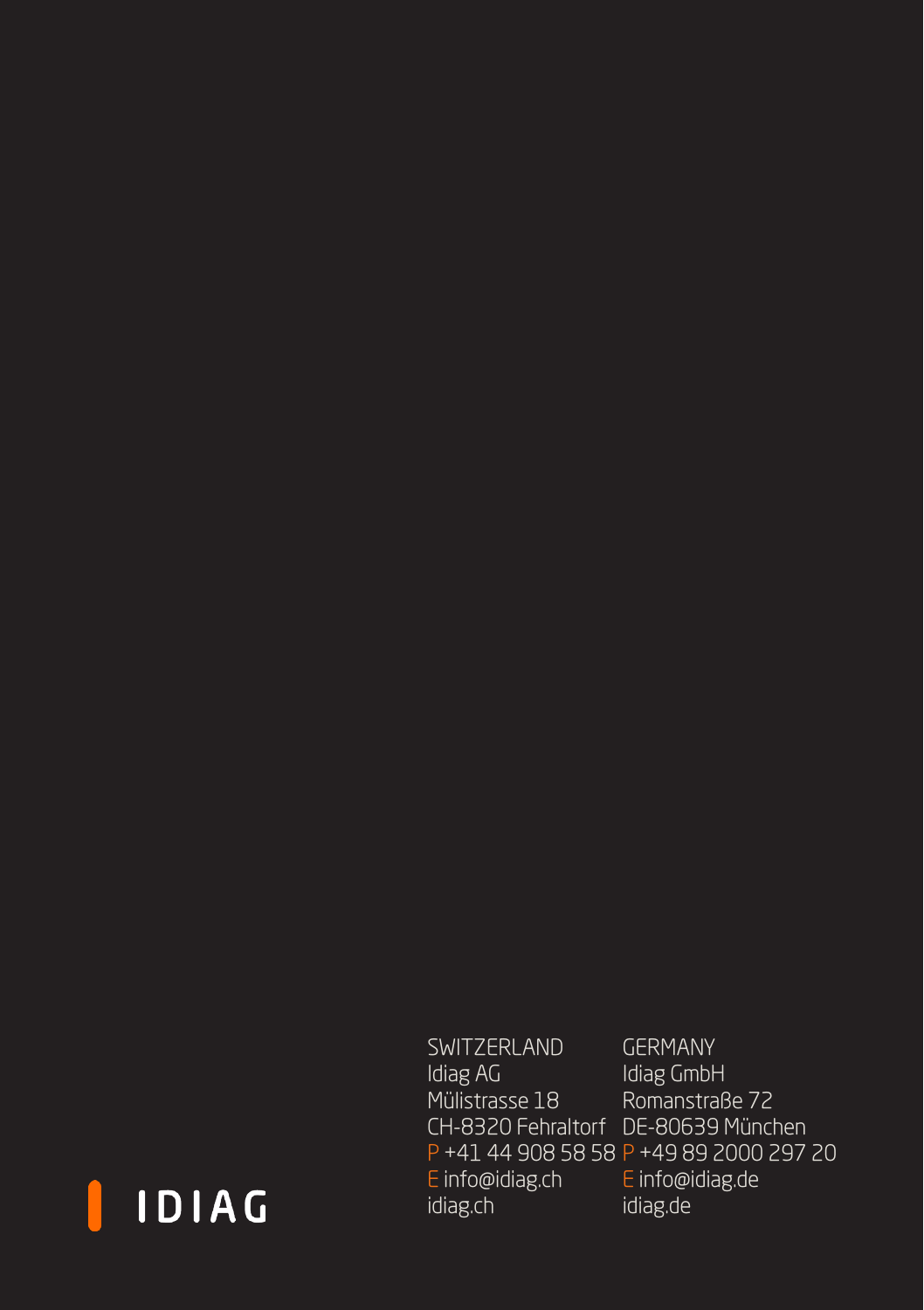IDIAG

SWITZERLAND
Idiag AG
Mülistrasse 18
CH-8320 Fehraltorf
P +41 44 908 58 58
E info@idiag.ch
idiag.ch

GERMANY
Idiag GmbH
Romanstraße 72
DE-80639 München
P +49 89 2000 297 20
E info@idiag.de
idiag.de